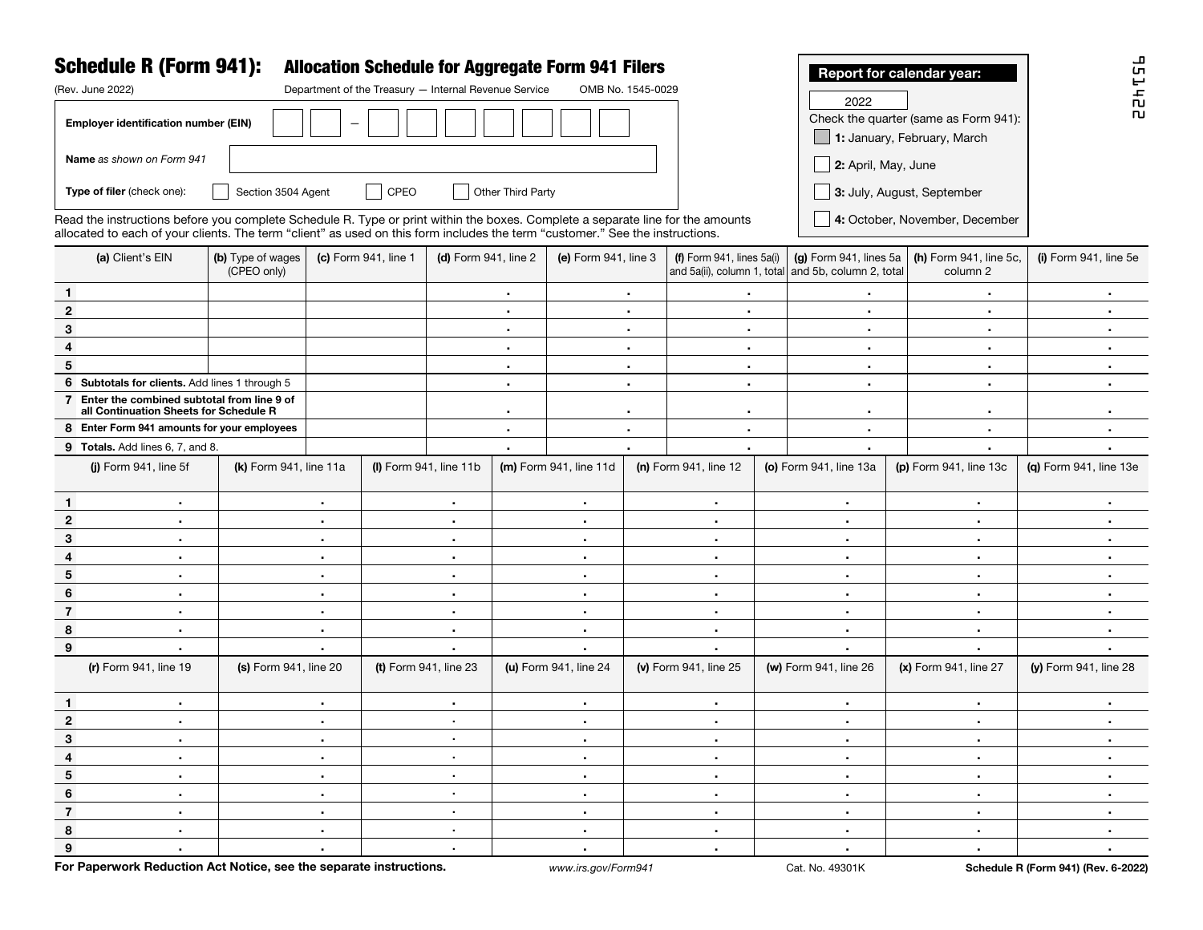# Schedule R (Form 941): Allocation Schedule for Aggregate Form 941 Filers

(Rev. June 2022)   Department of the Treasury — Internal Revenue Service   OMB No. 1545-0029

224596

**Report for calendar year:** 2022

Check the quarter (same as Form 941):

- ☐ **1:** January, February, March
- ☐ **2:** April, May, June
- ☐ **3:** July, August, September
- ☐ **4:** October, November, December

**Employer identification number (EIN)** ☐☐ – ☐☐☐☐☐☐☐

**Name** *as shown on Form 941* ____________________

**Type of filer** (check one): ☐ Section 3504 Agent ☐ CPEO ☐ Other Third Party

Read the instructions before you complete Schedule R. Type or print within the boxes. Complete a separate line for the amounts allocated to each of your clients. The term "client" as used on this form includes the term "customer." See the instructions.

| | **(a)** Client's EIN | **(b)** Type of wages (CPEO only) | **(c)** Form 941, line 1 | **(d)** Form 941, line 2 | **(e)** Form 941, line 3 | **(f)** Form 941, lines 5a(i) and 5a(ii), column 1, total | **(g)** Form 941, lines 5a and 5b, column 2, total | **(h)** Form 941, line 5c, column 2 | **(i)** Form 941, line 5e |
|---|---|---|---|---|---|---|---|---|---|
| **1** | | | | . | . | . | . | . | . |
| **2** | | | | . | . | . | . | . | . |
| **3** | | | | . | . | . | . | . | . |
| **4** | | | | . | . | . | . | . | . |
| **5** | | | | . | . | . | . | . | . |
| **6** | **Subtotals for clients.** Add lines 1 through 5 | | | . | . | . | . | . | . |
| **7** | **Enter the combined subtotal from line 9 of all Continuation Sheets for Schedule R** | | | . | . | . | . | . | . |
| **8** | **Enter Form 941 amounts for your employees** | | | . | . | . | . | . | . |
| **9** | **Totals.** Add lines 6, 7, and 8. | | | . | . | . | . | . | . |

| | **(j)** Form 941, line 5f | **(k)** Form 941, line 11a | **(l)** Form 941, line 11b | **(m)** Form 941, line 11d | **(n)** Form 941, line 12 | **(o)** Form 941, line 13a | **(p)** Form 941, line 13c | **(q)** Form 941, line 13e |
|---|---|---|---|---|---|---|---|---|
| **1** | . | . | . | . | . | . | . | . |
| **2** | . | . | . | . | . | . | . | . |
| **3** | . | . | . | . | . | . | . | . |
| **4** | . | . | . | . | . | . | . | . |
| **5** | . | . | . | . | . | . | . | . |
| **6** | . | . | . | . | . | . | . | . |
| **7** | . | . | . | . | . | . | . | . |
| **8** | . | . | . | . | . | . | . | . |
| **9** | . | . | . | . | . | . | . | . |

| | **(r)** Form 941, line 19 | **(s)** Form 941, line 20 | **(t)** Form 941, line 23 | **(u)** Form 941, line 24 | **(v)** Form 941, line 25 | **(w)** Form 941, line 26 | **(x)** Form 941, line 27 | **(y)** Form 941, line 28 |
|---|---|---|---|---|---|---|---|---|
| **1** | . | . | . | . | . | . | . | . |
| **2** | . | . | . | . | . | . | . | . |
| **3** | . | . | . | . | . | . | . | . |
| **4** | . | . | . | . | . | . | . | . |
| **5** | . | . | . | . | . | . | . | . |
| **6** | . | . | . | . | . | . | . | . |
| **7** | . | . | . | . | . | . | . | . |
| **8** | . | . | . | . | . | . | . | . |
| **9** | . | . | . | . | . | . | . | . |

**For Paperwork Reduction Act Notice, see the separate instructions.**   www.irs.gov/Form941   Cat. No. 49301K   **Schedule R (Form 941) (Rev. 6-2022)**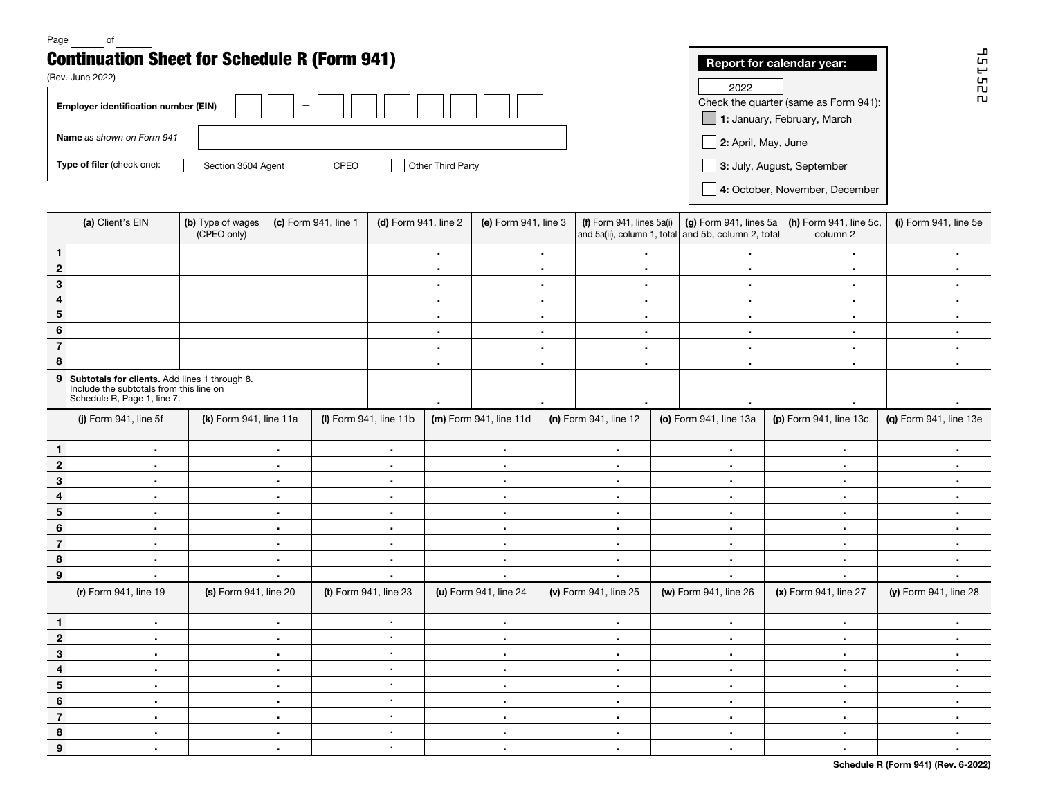Page ______ of ______

# Continuation Sheet for Schedule R (Form 941)

(Rev. June 2022)

**Employer identification number (EIN)** ☐☐ – ☐☐☐☐☐☐☐

**Name** *as shown on Form 941*

**Type of filer** (check one): ☐ Section 3504 Agent ☐ CPEO ☐ Other Third Party

**Report for calendar year:**

2022

Check the quarter (same as Form 941):

☐ **1:** January, February, March

☐ **2:** April, May, June

☐ **3:** July, August, September

☐ **4:** October, November, December

951522

| | **(a)** Client's EIN | **(b)** Type of wages (CPEO only) | **(c)** Form 941, line 1 | **(d)** Form 941, line 2 | **(e)** Form 941, line 3 | **(f)** Form 941, lines 5a(i) and 5a(ii), column 1, total | **(g)** Form 941, lines 5a and 5b, column 2, total | **(h)** Form 941, line 5c, column 2 | **(i)** Form 941, line 5e |
|---|---|---|---|---|---|---|---|---|---|
| **1** | | | | . | . | . | . | . | . |
| **2** | | | | . | . | . | . | . | . |
| **3** | | | | . | . | . | . | . | . |
| **4** | | | | . | . | . | . | . | . |
| **5** | | | | . | . | . | . | . | . |
| **6** | | | | . | . | . | . | . | . |
| **7** | | | | . | . | . | . | . | . |
| **8** | | | | . | . | . | . | . | . |
| **9** | **Subtotals for clients.** Add lines 1 through 8. Include the subtotals from this line on Schedule R, Page 1, line 7. | | | . | . | . | . | . | . |

| | **(j)** Form 941, line 5f | **(k)** Form 941, line 11a | **(l)** Form 941, line 11b | **(m)** Form 941, line 11d | **(n)** Form 941, line 12 | **(o)** Form 941, line 13a | **(p)** Form 941, line 13c | **(q)** Form 941, line 13e |
|---|---|---|---|---|---|---|---|---|
| **1** | . | . | . | . | . | . | . | . |
| **2** | . | . | . | . | . | . | . | . |
| **3** | . | . | . | . | . | . | . | . |
| **4** | . | . | . | . | . | . | . | . |
| **5** | . | . | . | . | . | . | . | . |
| **6** | . | . | . | . | . | . | . | . |
| **7** | . | . | . | . | . | . | . | . |
| **8** | . | . | . | . | . | . | . | . |
| **9** | . | . | . | . | . | . | . | . |

| | **(r)** Form 941, line 19 | **(s)** Form 941, line 20 | **(t)** Form 941, line 23 | **(u)** Form 941, line 24 | **(v)** Form 941, line 25 | **(w)** Form 941, line 26 | **(x)** Form 941, line 27 | **(y)** Form 941, line 28 |
|---|---|---|---|---|---|---|---|---|
| **1** | . | . | . | . | . | . | . | . |
| **2** | . | . | . | . | . | . | . | . |
| **3** | . | . | . | . | . | . | . | . |
| **4** | . | . | . | . | . | . | . | . |
| **5** | . | . | . | . | . | . | . | . |
| **6** | . | . | . | . | . | . | . | . |
| **7** | . | . | . | . | . | . | . | . |
| **8** | . | . | . | . | . | . | . | . |
| **9** | . | . | . | . | . | . | . | . |

**Schedule R (Form 941) (Rev. 6-2022)**